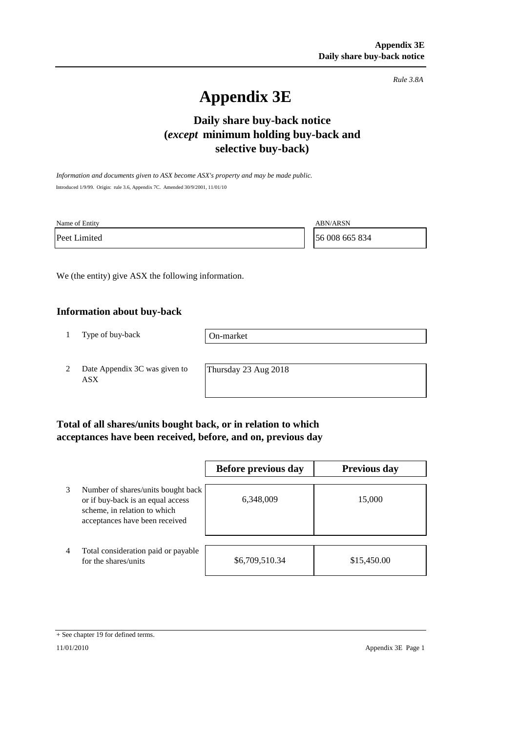*Rule 3.8A*

# Appendix 3E

## Daily share buy-back notice (*except* minimum holding buy-back and selective buy-back)

*Information and documents given to ASX become ASX's property and may be made public.*

Introduced 1/9/99. Origin: rule 3.6, Appendix 7C. Amended 30/9/2001, 11/01/10

| Name of Entity | ABN/ARSN |
|---|---|
| Peet Limited | 56 008 665 834 |

We (the entity) give ASX the following information.

### Information about buy-back

| | | |
|---|---|---|
| 1 | Type of buy-back | On-market |
| 2 | Date Appendix 3C was given to ASX | Thursday 23 Aug 2018 |

### Total of all shares/units bought back, or in relation to which acceptances have been received, before, and on, previous day

| | | Before previous day | Previous day |
|---|---|---|---|
| 3 | Number of shares/units bought back or if buy-back is an equal access scheme, in relation to which acceptances have been received | 6,348,009 | 15,000 |
| 4 | Total consideration paid or payable for the shares/units | $6,709,510.34 | $15,450.00 |

+ See chapter 19 for defined terms.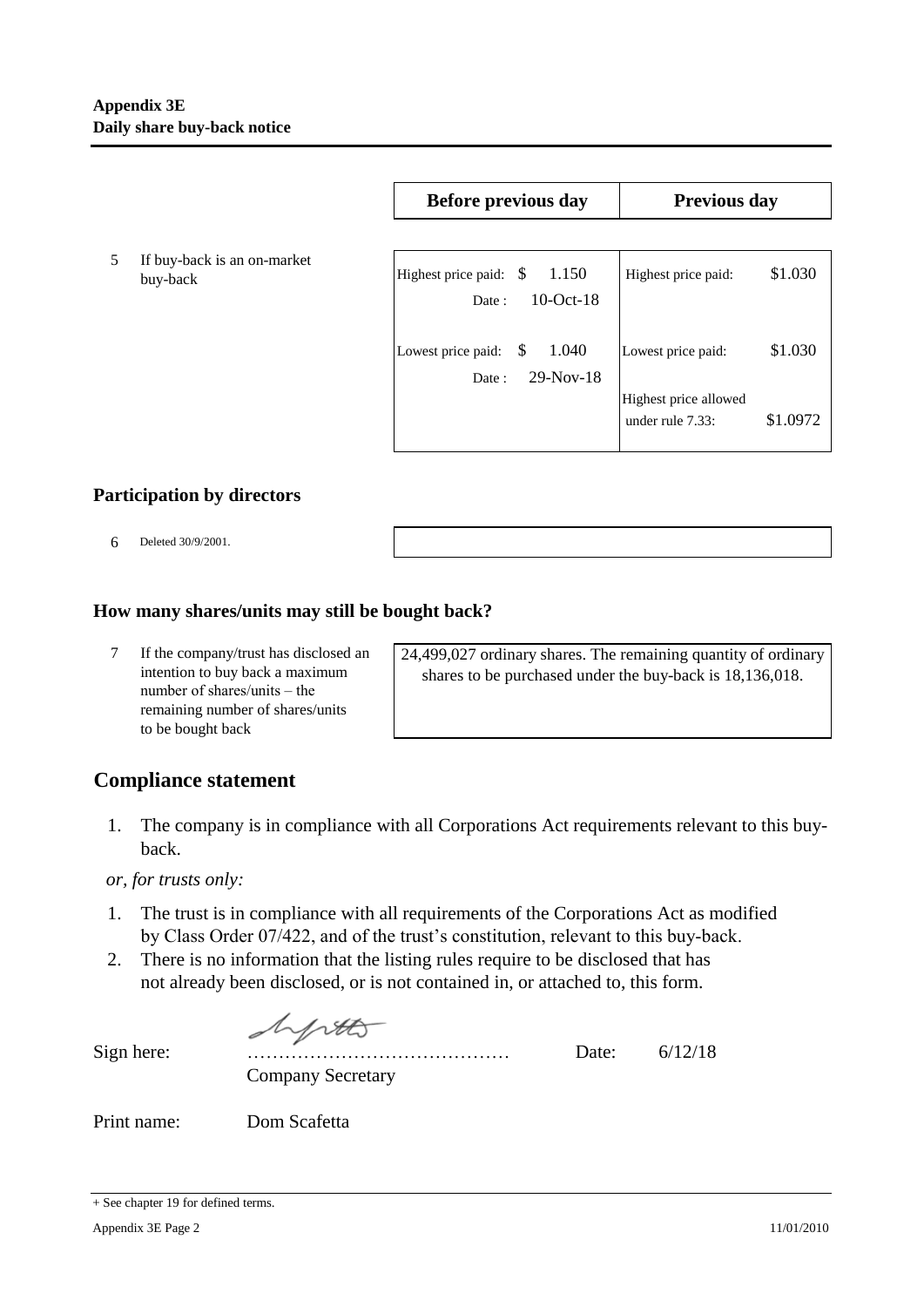**Appendix 3E**
**Daily share buy-back notice**

| | | Before previous day | Previous day |
|---|---|---|---|
| 5 | If buy-back is an on-market buy-back | Highest price paid: $ 1.150<br>Date : 10-Oct-18<br><br>Lowest price paid: $ 1.040<br>Date : 29-Nov-18 | Highest price paid: $1.030<br><br>Lowest price paid: $1.030<br><br>Highest price allowed under rule 7.33: $1.0972 |

## Participation by directors

| | | |
|---|---|---|
| 6 | Deleted 30/9/2001. | |

## How many shares/units may still be bought back?

| | | |
|---|---|---|
| 7 | If the company/trust has disclosed an intention to buy back a maximum number of shares/units – the remaining number of shares/units to be bought back | 24,499,027 ordinary shares. The remaining quantity of ordinary shares to be purchased under the buy-back is 18,136,018. |

## Compliance statement

1. The company is in compliance with all Corporations Act requirements relevant to this buy-back.

*or, for trusts only:*

1. The trust is in compliance with all requirements of the Corporations Act as modified by Class Order 07/422, and of the trust's constitution, relevant to this buy-back.
2. There is no information that the listing rules require to be disclosed that has not already been disclosed, or is not contained in, or attached to, this form.

Sign here: ……………………………………
Company Secretary

Date: 6/12/18

Print name: Dom Scafetta

+ See chapter 19 for defined terms.